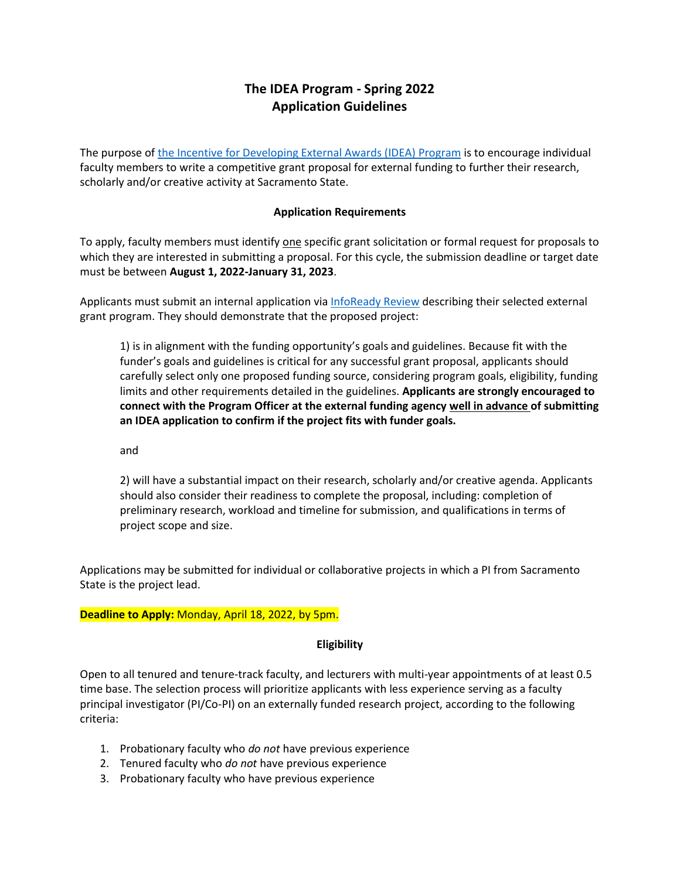# The IDEA Program - Spring 2022
# Application Guidelines

The purpose of [the Incentive for Developing External Awards (IDEA) Program]() is to encourage individual faculty members to write a competitive grant proposal for external funding to further their research, scholarly and/or creative activity at Sacramento State.

## Application Requirements

To apply, faculty members must identify <u>one</u> specific grant solicitation or formal request for proposals to which they are interested in submitting a proposal. For this cycle, the submission deadline or target date must be between **August 1, 2022-January 31, 2023**.

Applicants must submit an internal application via [InfoReady Review]() describing their selected external grant program. They should demonstrate that the proposed project:

> 1) is in alignment with the funding opportunity's goals and guidelines. Because fit with the funder's goals and guidelines is critical for any successful grant proposal, applicants should carefully select only one proposed funding source, considering program goals, eligibility, funding limits and other requirements detailed in the guidelines. **Applicants are strongly encouraged to connect with the Program Officer at the external funding agency <u>well in advance</u> of submitting an IDEA application to confirm if the project fits with funder goals.**
>
> and
>
> 2) will have a substantial impact on their research, scholarly and/or creative agenda. Applicants should also consider their readiness to complete the proposal, including: completion of preliminary research, workload and timeline for submission, and qualifications in terms of project scope and size.

Applications may be submitted for individual or collaborative projects in which a PI from Sacramento State is the project lead.

**Deadline to Apply:** Monday, April 18, 2022, by 5pm.

## Eligibility

Open to all tenured and tenure-track faculty, and lecturers with multi-year appointments of at least 0.5 time base. The selection process will prioritize applicants with less experience serving as a faculty principal investigator (PI/Co-PI) on an externally funded research project, according to the following criteria:

1. Probationary faculty who *do not* have previous experience
2. Tenured faculty who *do not* have previous experience
3. Probationary faculty who have previous experience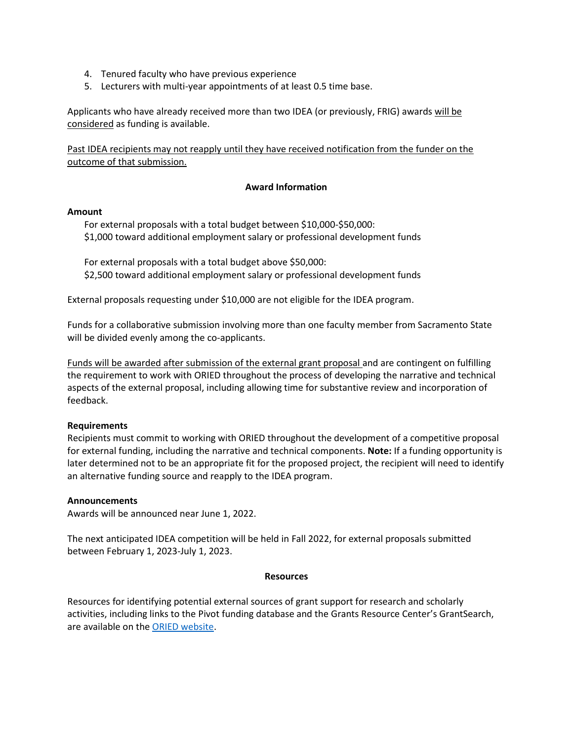4. Tenured faculty who have previous experience
5. Lecturers with multi-year appointments of at least 0.5 time base.

Applicants who have already received more than two IDEA (or previously, FRIG) awards <u>will be considered</u> as funding is available.

<u>Past IDEA recipients may not reapply until they have received notification from the funder on the outcome of that submission.</u>

## Award Information

**Amount**

For external proposals with a total budget between $10,000-$50,000:
$1,000 toward additional employment salary or professional development funds

For external proposals with a total budget above $50,000:
$2,500 toward additional employment salary or professional development funds

External proposals requesting under $10,000 are not eligible for the IDEA program.

Funds for a collaborative submission involving more than one faculty member from Sacramento State will be divided evenly among the co-applicants.

<u>Funds will be awarded after submission of the external grant proposal</u> and are contingent on fulfilling the requirement to work with ORIED throughout the process of developing the narrative and technical aspects of the external proposal, including allowing time for substantive review and incorporation of feedback.

**Requirements**

Recipients must commit to working with ORIED throughout the development of a competitive proposal for external funding, including the narrative and technical components. **Note:** If a funding opportunity is later determined not to be an appropriate fit for the proposed project, the recipient will need to identify an alternative funding source and reapply to the IDEA program.

**Announcements**

Awards will be announced near June 1, 2022.

The next anticipated IDEA competition will be held in Fall 2022, for external proposals submitted between February 1, 2023-July 1, 2023.

## Resources

Resources for identifying potential external sources of grant support for research and scholarly activities, including links to the Pivot funding database and the Grants Resource Center's GrantSearch, are available on the [ORIED website](ORIED website).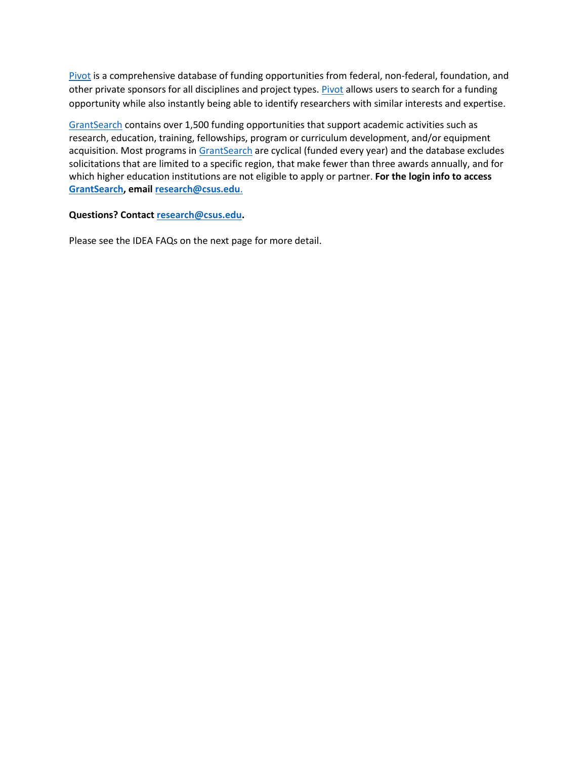Pivot is a comprehensive database of funding opportunities from federal, non-federal, foundation, and other private sponsors for all disciplines and project types. Pivot allows users to search for a funding opportunity while also instantly being able to identify researchers with similar interests and expertise.

GrantSearch contains over 1,500 funding opportunities that support academic activities such as research, education, training, fellowships, program or curriculum development, and/or equipment acquisition. Most programs in GrantSearch are cyclical (funded every year) and the database excludes solicitations that are limited to a specific region, that make fewer than three awards annually, and for which higher education institutions are not eligible to apply or partner. **For the login info to access GrantSearch, email research@csus.edu.**

**Questions? Contact research@csus.edu.**

Please see the IDEA FAQs on the next page for more detail.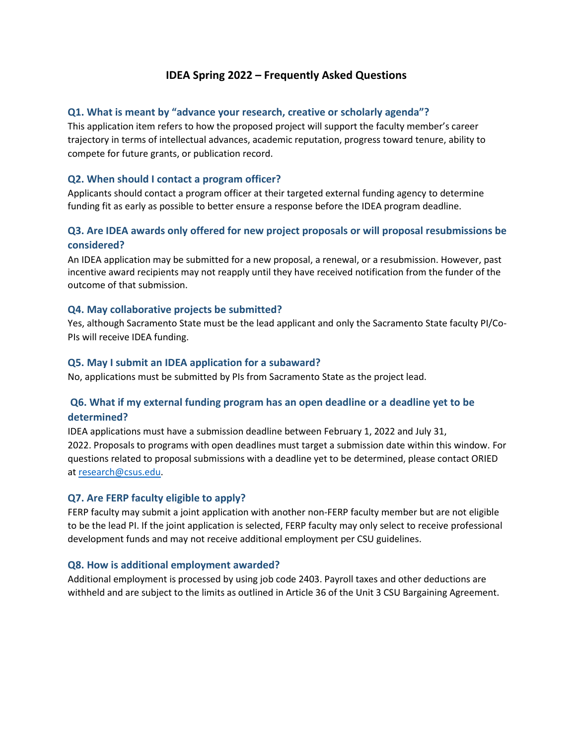# IDEA Spring 2022 – Frequently Asked Questions

### Q1. What is meant by "advance your research, creative or scholarly agenda"?

This application item refers to how the proposed project will support the faculty member's career trajectory in terms of intellectual advances, academic reputation, progress toward tenure, ability to compete for future grants, or publication record.

### Q2. When should I contact a program officer?

Applicants should contact a program officer at their targeted external funding agency to determine funding fit as early as possible to better ensure a response before the IDEA program deadline.

### Q3. Are IDEA awards only offered for new project proposals or will proposal resubmissions be considered?

An IDEA application may be submitted for a new proposal, a renewal, or a resubmission. However, past incentive award recipients may not reapply until they have received notification from the funder of the outcome of that submission.

### Q4. May collaborative projects be submitted?

Yes, although Sacramento State must be the lead applicant and only the Sacramento State faculty PI/Co-PIs will receive IDEA funding.

### Q5. May I submit an IDEA application for a subaward?

No, applications must be submitted by PIs from Sacramento State as the project lead.

### Q6. What if my external funding program has an open deadline or a deadline yet to be determined?

IDEA applications must have a submission deadline between February 1, 2022 and July 31, 2022. Proposals to programs with open deadlines must target a submission date within this window. For questions related to proposal submissions with a deadline yet to be determined, please contact ORIED at research@csus.edu.

### Q7. Are FERP faculty eligible to apply?

FERP faculty may submit a joint application with another non-FERP faculty member but are not eligible to be the lead PI. If the joint application is selected, FERP faculty may only select to receive professional development funds and may not receive additional employment per CSU guidelines.

### Q8. How is additional employment awarded?

Additional employment is processed by using job code 2403. Payroll taxes and other deductions are withheld and are subject to the limits as outlined in Article 36 of the Unit 3 CSU Bargaining Agreement.